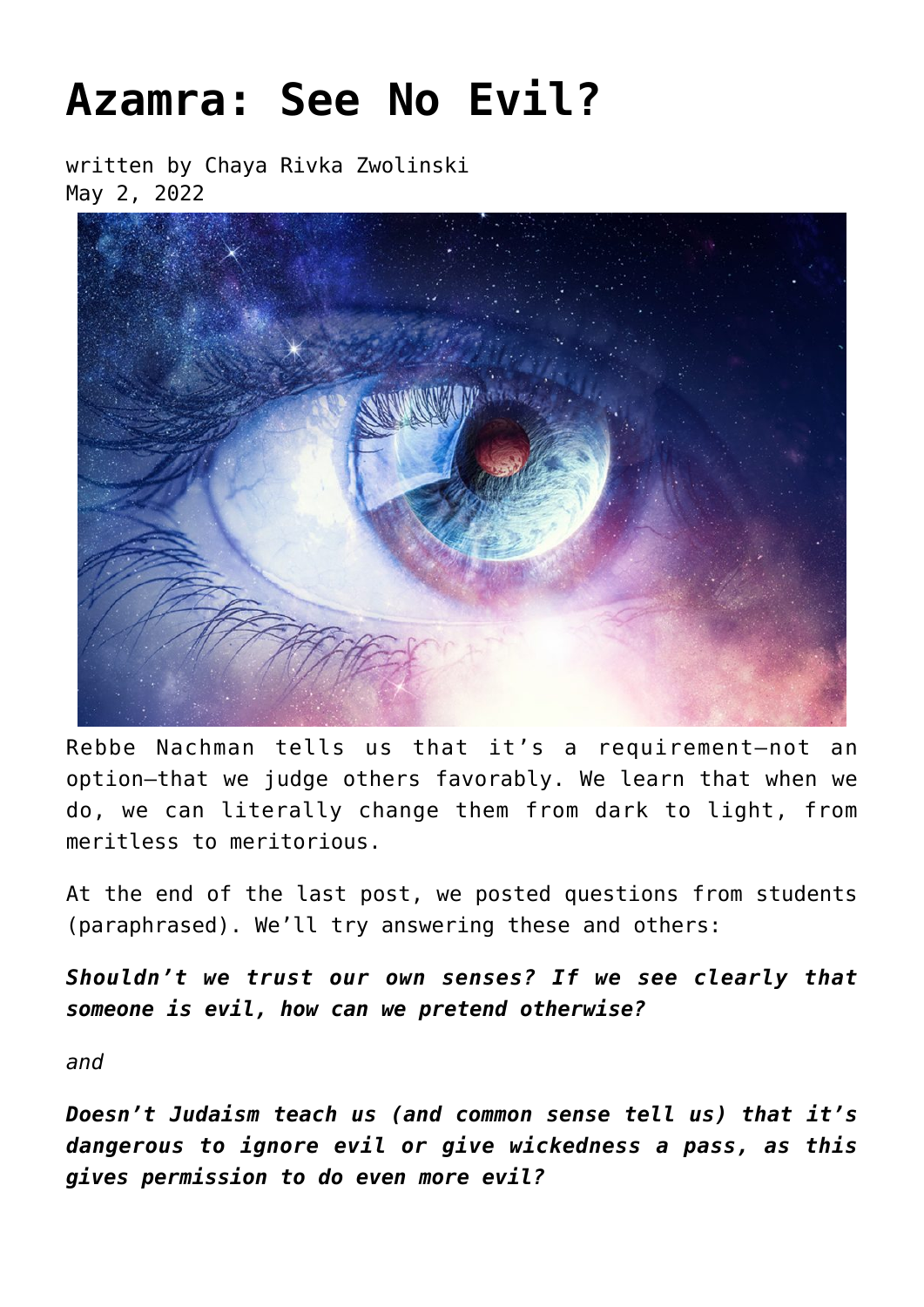# Azamra: See No Evil?

written by Chaya Rivka Zwolinski
May 2, 2022

Rebbe Nachman tells us that it's a requirement—not an option—that we judge others favorably. We learn that when we do, we can literally change them from dark to light, from meritless to meritorious.

At the end of the last post, we posted questions from students (paraphrased). We'll try answering these and others:

***Shouldn't we trust our own senses? If we see clearly that someone is evil, how can we pretend otherwise?***

*and*

***Doesn't Judaism teach us (and common sense tell us) that it's dangerous to ignore evil or give wickedness a pass, as this gives permission to do even more evil?***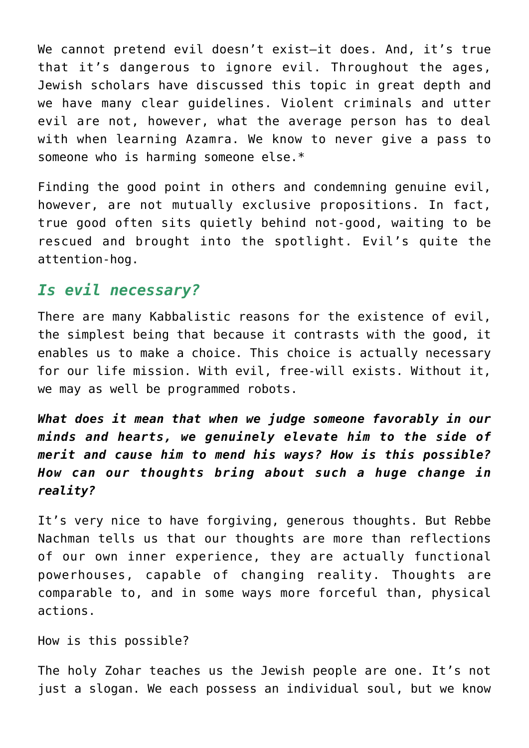We cannot pretend evil doesn't exist—it does. And, it's true that it's dangerous to ignore evil. Throughout the ages, Jewish scholars have discussed this topic in great depth and we have many clear guidelines. Violent criminals and utter evil are not, however, what the average person has to deal with when learning Azamra. We know to never give a pass to someone who is harming someone else.*

Finding the good point in others and condemning genuine evil, however, are not mutually exclusive propositions. In fact, true good often sits quietly behind not-good, waiting to be rescued and brought into the spotlight. Evil's quite the attention-hog.

## *Is evil necessary?*

There are many Kabbalistic reasons for the existence of evil, the simplest being that because it contrasts with the good, it enables us to make a choice. This choice is actually necessary for our life mission. With evil, free-will exists. Without it, we may as well be programmed robots.

***What does it mean that when we judge someone favorably in our minds and hearts, we genuinely elevate him to the side of merit and cause him to mend his ways? How is this possible? How can our thoughts bring about such a huge change in reality?***

It's very nice to have forgiving, generous thoughts. But Rebbe Nachman tells us that our thoughts are more than reflections of our own inner experience, they are actually functional powerhouses, capable of changing reality. Thoughts are comparable to, and in some ways more forceful than, physical actions.

How is this possible?

The holy Zohar teaches us the Jewish people are one. It's not just a slogan. We each possess an individual soul, but we know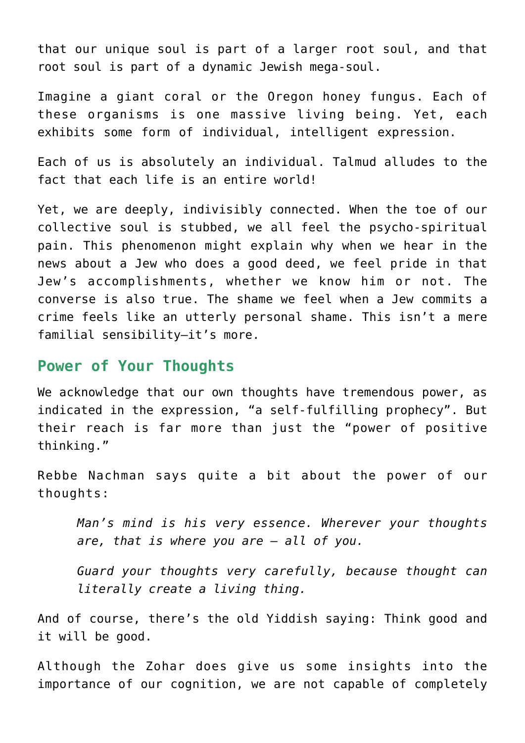that our unique soul is part of a larger root soul, and that root soul is part of a dynamic Jewish mega-soul.

Imagine a giant coral or the Oregon honey fungus. Each of these organisms is one massive living being. Yet, each exhibits some form of individual, intelligent expression.

Each of us is absolutely an individual. Talmud alludes to the fact that each life is an entire world!

Yet, we are deeply, indivisibly connected. When the toe of our collective soul is stubbed, we all feel the psycho-spiritual pain. This phenomenon might explain why when we hear in the news about a Jew who does a good deed, we feel pride in that Jew's accomplishments, whether we know him or not. The converse is also true. The shame we feel when a Jew commits a crime feels like an utterly personal shame. This isn't a mere familial sensibility—it's more.

## Power of Your Thoughts

We acknowledge that our own thoughts have tremendous power, as indicated in the expression, "a self-fulfilling prophecy". But their reach is far more than just the "power of positive thinking."

Rebbe Nachman says quite a bit about the power of our thoughts:

> *Man's mind is his very essence. Wherever your thoughts are, that is where you are – all of you.*
>
> *Guard your thoughts very carefully, because thought can literally create a living thing.*

And of course, there's the old Yiddish saying: Think good and it will be good.

Although the Zohar does give us some insights into the importance of our cognition, we are not capable of completely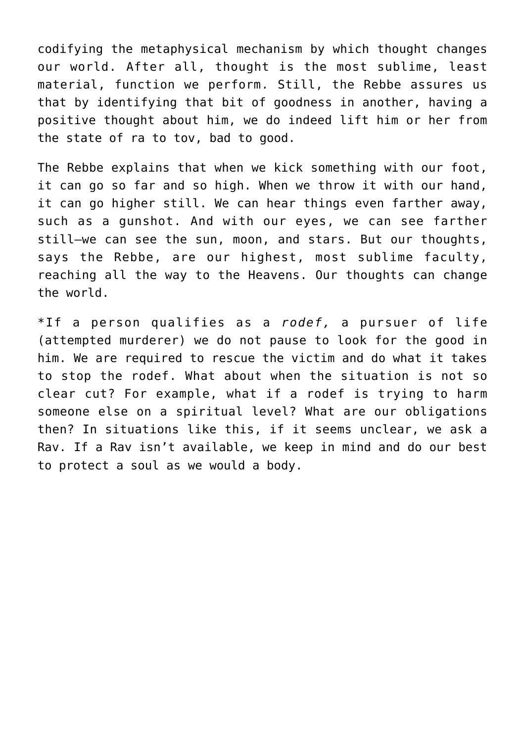codifying the metaphysical mechanism by which thought changes our world. After all, thought is the most sublime, least material, function we perform. Still, the Rebbe assures us that by identifying that bit of goodness in another, having a positive thought about him, we do indeed lift him or her from the state of ra to tov, bad to good.

The Rebbe explains that when we kick something with our foot, it can go so far and so high. When we throw it with our hand, it can go higher still. We can hear things even farther away, such as a gunshot. And with our eyes, we can see farther still—we can see the sun, moon, and stars. But our thoughts, says the Rebbe, are our highest, most sublime faculty, reaching all the way to the Heavens. Our thoughts can change the world.

*If a person qualifies as a *rodef,* a pursuer of life (attempted murderer) we do not pause to look for the good in him. We are required to rescue the victim and do what it takes to stop the rodef. What about when the situation is not so clear cut? For example, what if a rodef is trying to harm someone else on a spiritual level? What are our obligations then? In situations like this, if it seems unclear, we ask a Rav. If a Rav isn't available, we keep in mind and do our best to protect a soul as we would a body.